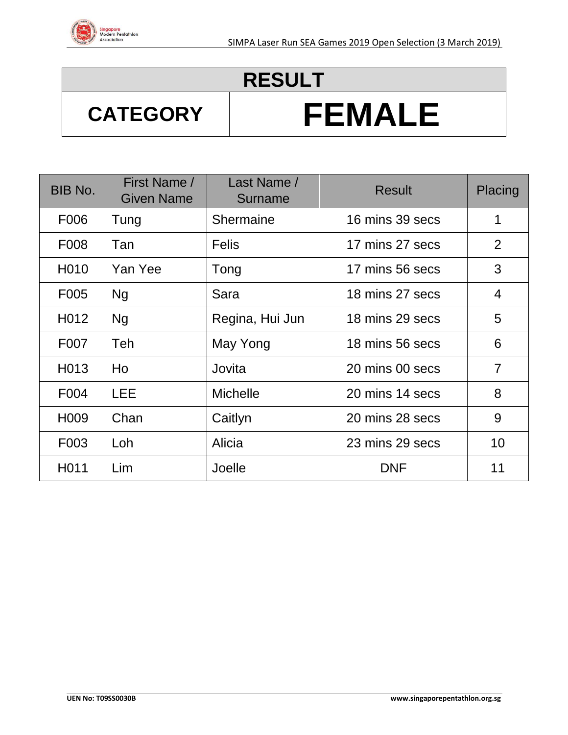# RESULT

## CATEGORY: FEMALE

| BIB No. | First Name / Given Name | Last Name / Surname | Result | Placing |
|---|---|---|---|---|
| F006 | Tung | Shermaine | 16 mins 39 secs | 1 |
| F008 | Tan | Felis | 17 mins 27 secs | 2 |
| H010 | Yan Yee | Tong | 17 mins 56 secs | 3 |
| F005 | Ng | Sara | 18 mins 27 secs | 4 |
| H012 | Ng | Regina, Hui Jun | 18 mins 29 secs | 5 |
| F007 | Teh | May Yong | 18 mins 56 secs | 6 |
| H013 | Ho | Jovita | 20 mins 00 secs | 7 |
| F004 | LEE | Michelle | 20 mins 14 secs | 8 |
| H009 | Chan | Caitlyn | 20 mins 28 secs | 9 |
| F003 | Loh | Alicia | 23 mins 29 secs | 10 |
| H011 | Lim | Joelle | DNF | 11 |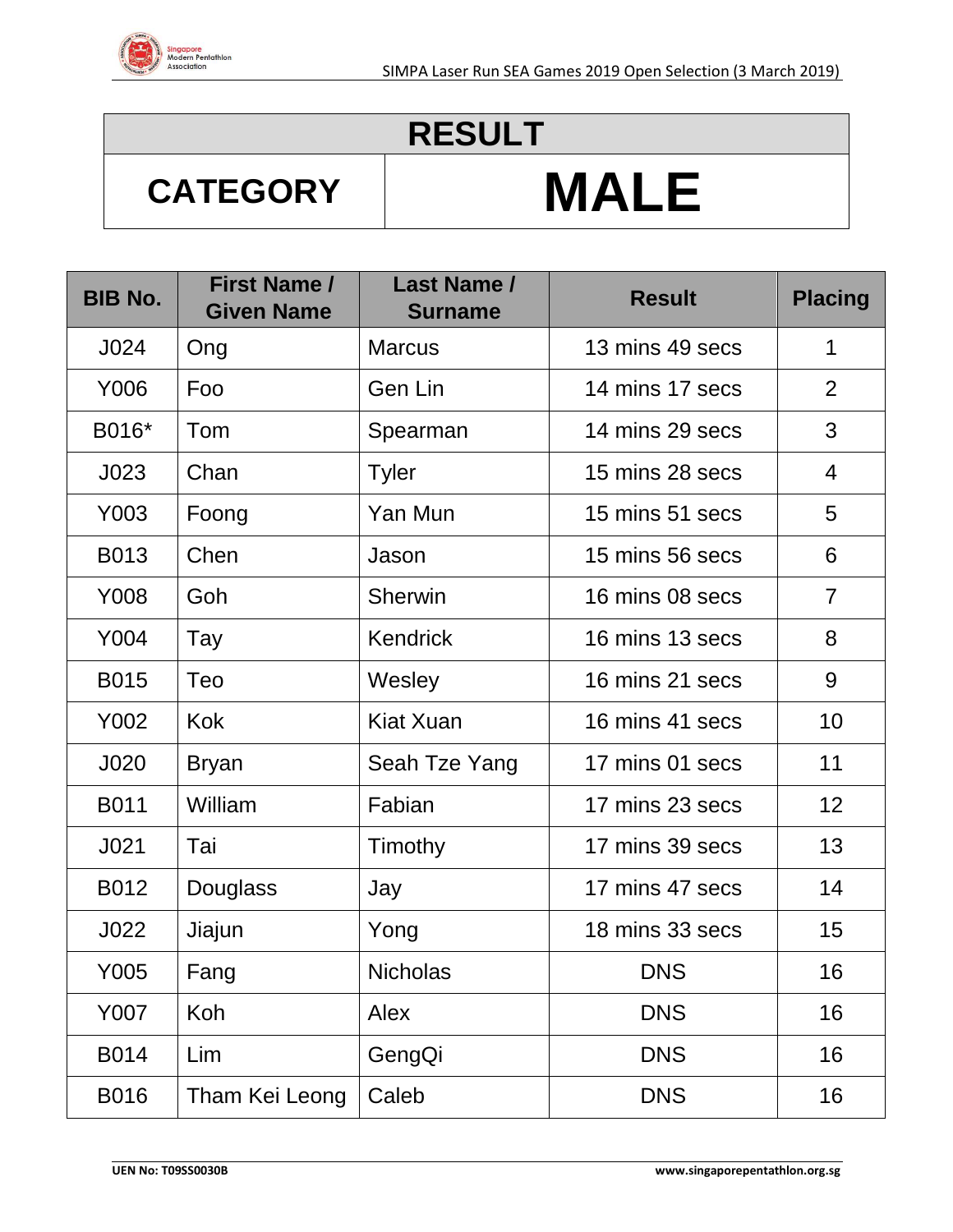# RESULT

| CATEGORY | MALE |
|---|---|

| BIB No. | First Name / Given Name | Last Name / Surname | Result | Placing |
|---|---|---|---|---|
| J024 | Ong | Marcus | 13 mins 49 secs | 1 |
| Y006 | Foo | Gen Lin | 14 mins 17 secs | 2 |
| B016* | Tom | Spearman | 14 mins 29 secs | 3 |
| J023 | Chan | Tyler | 15 mins 28 secs | 4 |
| Y003 | Foong | Yan Mun | 15 mins 51 secs | 5 |
| B013 | Chen | Jason | 15 mins 56 secs | 6 |
| Y008 | Goh | Sherwin | 16 mins 08 secs | 7 |
| Y004 | Tay | Kendrick | 16 mins 13 secs | 8 |
| B015 | Teo | Wesley | 16 mins 21 secs | 9 |
| Y002 | Kok | Kiat Xuan | 16 mins 41 secs | 10 |
| J020 | Bryan | Seah Tze Yang | 17 mins 01 secs | 11 |
| B011 | William | Fabian | 17 mins 23 secs | 12 |
| J021 | Tai | Timothy | 17 mins 39 secs | 13 |
| B012 | Douglass | Jay | 17 mins 47 secs | 14 |
| J022 | Jiajun | Yong | 18 mins 33 secs | 15 |
| Y005 | Fang | Nicholas | DNS | 16 |
| Y007 | Koh | Alex | DNS | 16 |
| B014 | Lim | GengQi | DNS | 16 |
| B016 | Tham Kei Leong | Caleb | DNS | 16 |